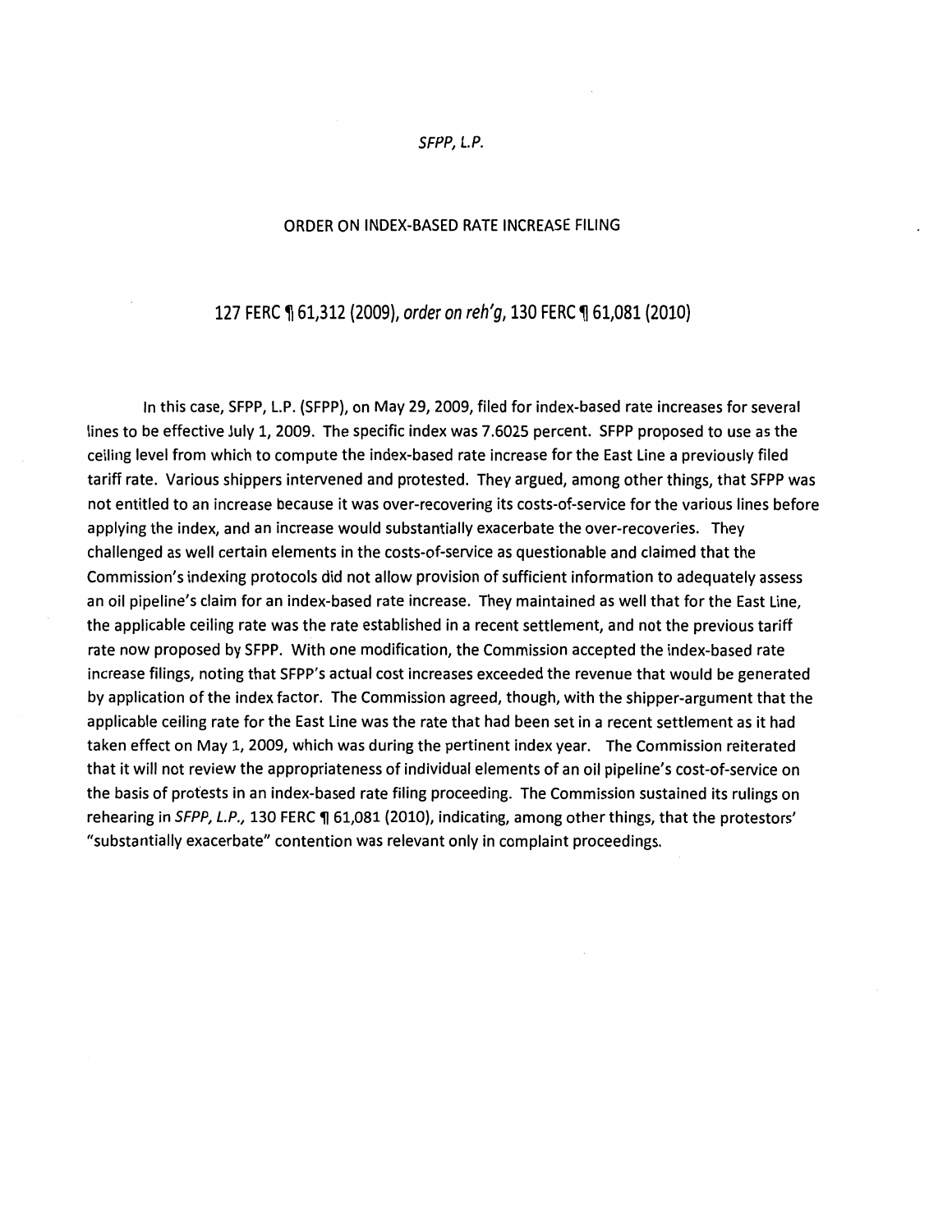*SFPP, L.P.*

## ORDER ON INDEX-BASED RATE INCREASE FILING

### 127 FERC ¶ 61,312 (2009), *order on reh'g*, 130 FERC ¶ 61,081 (2010)

In this case, SFPP, L.P. (SFPP), on May 29, 2009, filed for index-based rate increases for several lines to be effective July 1, 2009. The specific index was 7.6025 percent. SFPP proposed to use as the ceiling level from which to compute the index-based rate increase for the East Line a previously filed tariff rate. Various shippers intervened and protested. They argued, among other things, that SFPP was not entitled to an increase because it was over-recovering its costs-of-service for the various lines before applying the index, and an increase would substantially exacerbate the over-recoveries. They challenged as well certain elements in the costs-of-service as questionable and claimed that the Commission's indexing protocols did not allow provision of sufficient information to adequately assess an oil pipeline's claim for an index-based rate increase. They maintained as well that for the East Line, the applicable ceiling rate was the rate established in a recent settlement, and not the previous tariff rate now proposed by SFPP. With one modification, the Commission accepted the index-based rate increase filings, noting that SFPP's actual cost increases exceeded the revenue that would be generated by application of the index factor. The Commission agreed, though, with the shipper-argument that the applicable ceiling rate for the East Line was the rate that had been set in a recent settlement as it had taken effect on May 1, 2009, which was during the pertinent index year. The Commission reiterated that it will not review the appropriateness of individual elements of an oil pipeline's cost-of-service on the basis of protests in an index-based rate filing proceeding. The Commission sustained its rulings on rehearing in *SFPP, L.P.,* 130 FERC ¶ 61,081 (2010), indicating, among other things, that the protestors' "substantially exacerbate" contention was relevant only in complaint proceedings.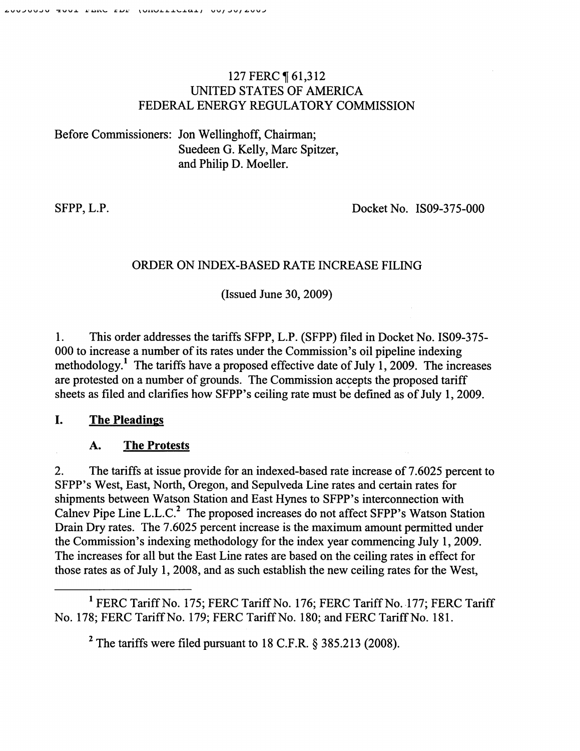127 FERC ¶ 61,312
UNITED STATES OF AMERICA
FEDERAL ENERGY REGULATORY COMMISSION

Before Commissioners: Jon Wellinghoff, Chairman;
Suedeen G. Kelly, Marc Spitzer,
and Philip D. Moeller.

SFPP, L.P. Docket No. IS09-375-000

ORDER ON INDEX-BASED RATE INCREASE FILING

(Issued June 30, 2009)

1. This order addresses the tariffs SFPP, L.P. (SFPP) filed in Docket No. IS09-375-000 to increase a number of its rates under the Commission's oil pipeline indexing methodology.[1] The tariffs have a proposed effective date of July 1, 2009. The increases are protested on a number of grounds. The Commission accepts the proposed tariff sheets as filed and clarifies how SFPP's ceiling rate must be defined as of July 1, 2009.

## I. The Pleadings

### A. The Protests

2. The tariffs at issue provide for an indexed-based rate increase of 7.6025 percent to SFPP's West, East, North, Oregon, and Sepulveda Line rates and certain rates for shipments between Watson Station and East Hynes to SFPP's interconnection with Calnev Pipe Line L.L.C.[2] The proposed increases do not affect SFPP's Watson Station Drain Dry rates. The 7.6025 percent increase is the maximum amount permitted under the Commission's indexing methodology for the index year commencing July 1, 2009. The increases for all but the East Line rates are based on the ceiling rates in effect for those rates as of July 1, 2008, and as such establish the new ceiling rates for the West,

[1] FERC Tariff No. 175; FERC Tariff No. 176; FERC Tariff No. 177; FERC Tariff No. 178; FERC Tariff No. 179; FERC Tariff No. 180; and FERC Tariff No. 181.

[2] The tariffs were filed pursuant to 18 C.F.R. § 385.213 (2008).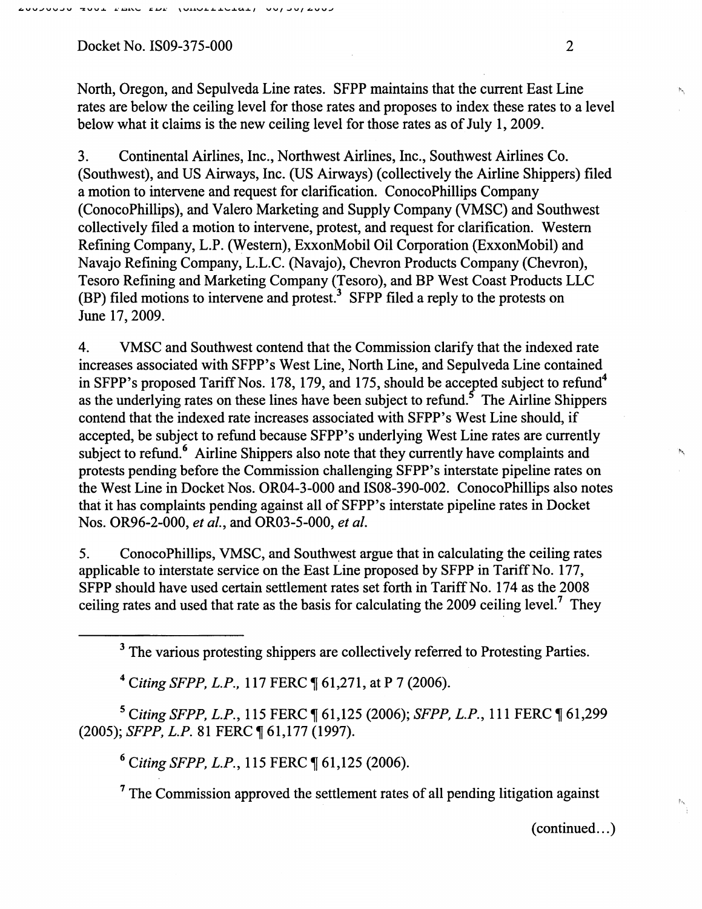North, Oregon, and Sepulveda Line rates. SFPP maintains that the current East Line rates are below the ceiling level for those rates and proposes to index these rates to a level below what it claims is the new ceiling level for those rates as of July 1, 2009.

3. Continental Airlines, Inc., Northwest Airlines, Inc., Southwest Airlines Co. (Southwest), and US Airways, Inc. (US Airways) (collectively the Airline Shippers) filed a motion to intervene and request for clarification. ConocoPhillips Company (ConocoPhillips), and Valero Marketing and Supply Company (VMSC) and Southwest collectively filed a motion to intervene, protest, and request for clarification. Western Refining Company, L.P. (Western), ExxonMobil Oil Corporation (ExxonMobil) and Navajo Refining Company, L.L.C. (Navajo), Chevron Products Company (Chevron), Tesoro Refining and Marketing Company (Tesoro), and BP West Coast Products LLC (BP) filed motions to intervene and protest.[3] SFPP filed a reply to the protests on June 17, 2009.

4. VMSC and Southwest contend that the Commission clarify that the indexed rate increases associated with SFPP's West Line, North Line, and Sepulveda Line contained in SFPP's proposed Tariff Nos. 178, 179, and 175, should be accepted subject to refund[4] as the underlying rates on these lines have been subject to refund.[5] The Airline Shippers contend that the indexed rate increases associated with SFPP's West Line should, if accepted, be subject to refund because SFPP's underlying West Line rates are currently subject to refund.[6] Airline Shippers also note that they currently have complaints and protests pending before the Commission challenging SFPP's interstate pipeline rates on the West Line in Docket Nos. OR04-3-000 and IS08-390-002. ConocoPhillips also notes that it has complaints pending against all of SFPP's interstate pipeline rates in Docket Nos. OR96-2-000, *et al.*, and OR03-5-000, *et al.*

5. ConocoPhillips, VMSC, and Southwest argue that in calculating the ceiling rates applicable to interstate service on the East Line proposed by SFPP in Tariff No. 177, SFPP should have used certain settlement rates set forth in Tariff No. 174 as the 2008 ceiling rates and used that rate as the basis for calculating the 2009 ceiling level.[7] They

---

[3] The various protesting shippers are collectively referred to Protesting Parties.

[4] *Citing SFPP, L.P.*, 117 FERC ¶ 61,271, at P 7 (2006).

[5] *Citing SFPP, L.P.*, 115 FERC ¶ 61,125 (2006); *SFPP, L.P.*, 111 FERC ¶ 61,299 (2005); *SFPP, L.P.* 81 FERC ¶ 61,177 (1997).

[6] *Citing SFPP, L.P.*, 115 FERC ¶ 61,125 (2006).

[7] The Commission approved the settlement rates of all pending litigation against

(continued...)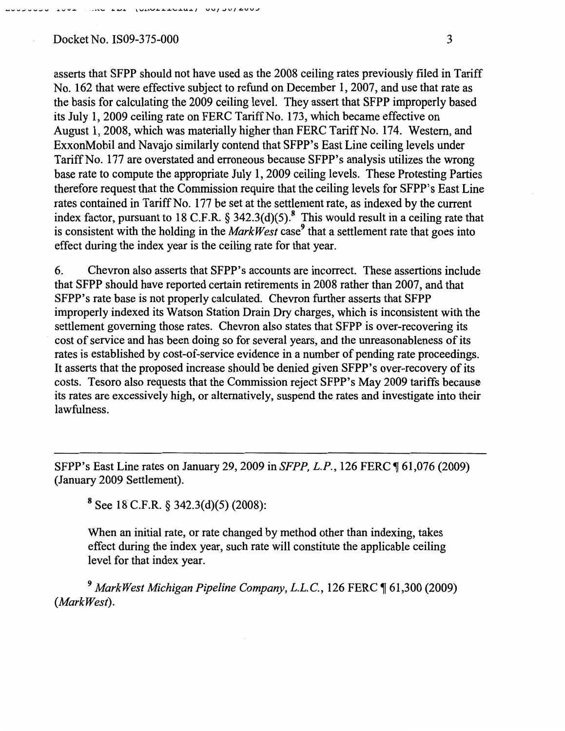asserts that SFPP should not have used as the 2008 ceiling rates previously filed in Tariff No. 162 that were effective subject to refund on December 1, 2007, and use that rate as the basis for calculating the 2009 ceiling level. They assert that SFPP improperly based its July 1, 2009 ceiling rate on FERC Tariff No. 173, which became effective on August 1, 2008, which was materially higher than FERC Tariff No. 174. Western, and ExxonMobil and Navajo similarly contend that SFPP's East Line ceiling levels under Tariff No. 177 are overstated and erroneous because SFPP's analysis utilizes the wrong base rate to compute the appropriate July 1, 2009 ceiling levels. These Protesting Parties therefore request that the Commission require that the ceiling levels for SFPP's East Line rates contained in Tariff No. 177 be set at the settlement rate, as indexed by the current index factor, pursuant to 18 C.F.R. § 342.3(d)(5).[8] This would result in a ceiling rate that is consistent with the holding in the *MarkWest* case[9] that a settlement rate that goes into effect during the index year is the ceiling rate for that year.

6. Chevron also asserts that SFPP's accounts are incorrect. These assertions include that SFPP should have reported certain retirements in 2008 rather than 2007, and that SFPP's rate base is not properly calculated. Chevron further asserts that SFPP improperly indexed its Watson Station Drain Dry charges, which is inconsistent with the settlement governing those rates. Chevron also states that SFPP is over-recovering its cost of service and has been doing so for several years, and the unreasonableness of its rates is established by cost-of-service evidence in a number of pending rate proceedings. It asserts that the proposed increase should be denied given SFPP's over-recovery of its costs. Tesoro also requests that the Commission reject SFPP's May 2009 tariffs because its rates are excessively high, or alternatively, suspend the rates and investigate into their lawfulness.

---

SFPP's East Line rates on January 29, 2009 in *SFPP, L.P.*, 126 FERC ¶ 61,076 (2009) (January 2009 Settlement).

[8] See 18 C.F.R. § 342.3(d)(5) (2008):

> When an initial rate, or rate changed by method other than indexing, takes effect during the index year, such rate will constitute the applicable ceiling level for that index year.

[9] *MarkWest Michigan Pipeline Company, L.L.C.*, 126 FERC ¶ 61,300 (2009) (*MarkWest*).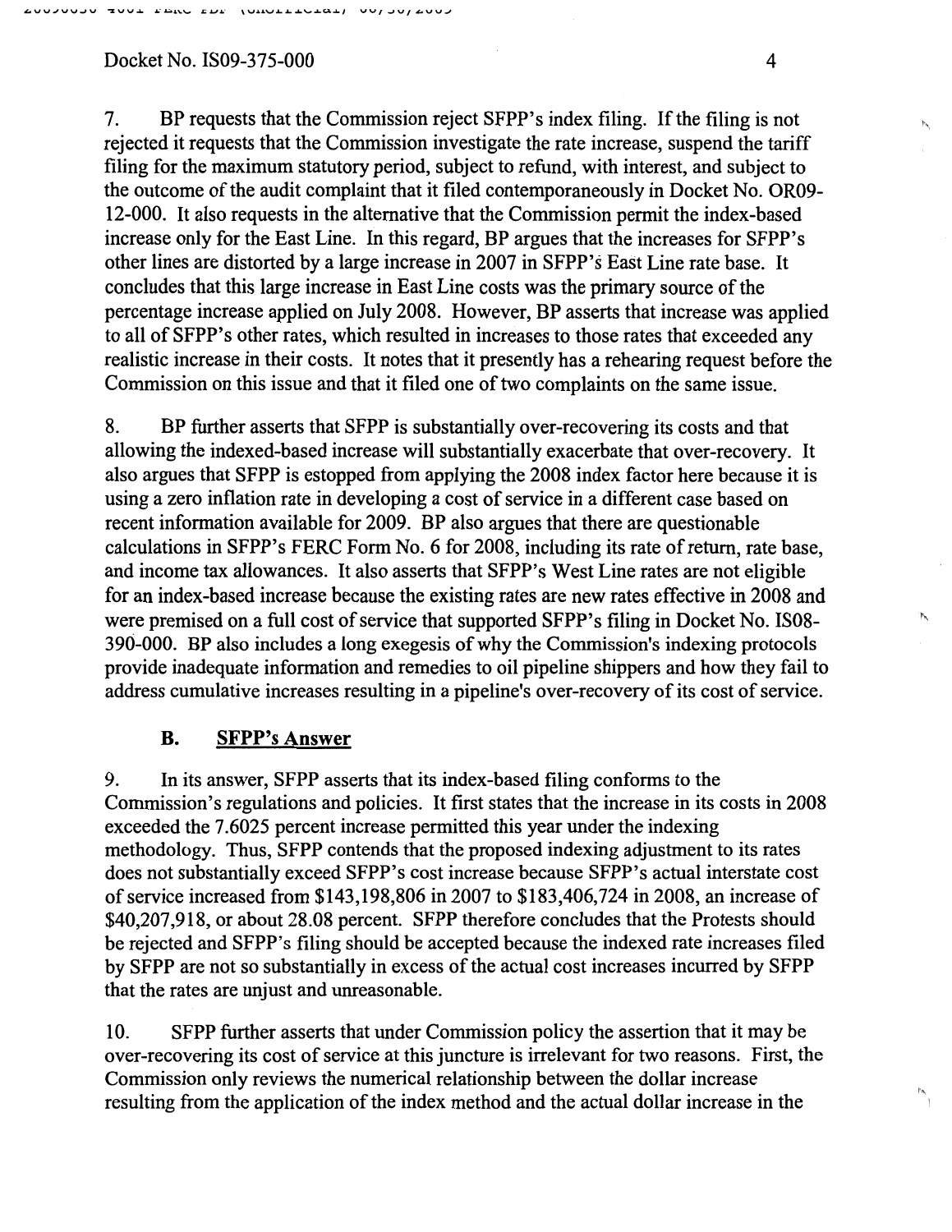7. BP requests that the Commission reject SFPP's index filing. If the filing is not rejected it requests that the Commission investigate the rate increase, suspend the tariff filing for the maximum statutory period, subject to refund, with interest, and subject to the outcome of the audit complaint that it filed contemporaneously in Docket No. OR09-12-000. It also requests in the alternative that the Commission permit the index-based increase only for the East Line. In this regard, BP argues that the increases for SFPP's other lines are distorted by a large increase in 2007 in SFPP's East Line rate base. It concludes that this large increase in East Line costs was the primary source of the percentage increase applied on July 2008. However, BP asserts that increase was applied to all of SFPP's other rates, which resulted in increases to those rates that exceeded any realistic increase in their costs. It notes that it presently has a rehearing request before the Commission on this issue and that it filed one of two complaints on the same issue.

8. BP further asserts that SFPP is substantially over-recovering its costs and that allowing the indexed-based increase will substantially exacerbate that over-recovery. It also argues that SFPP is estopped from applying the 2008 index factor here because it is using a zero inflation rate in developing a cost of service in a different case based on recent information available for 2009. BP also argues that there are questionable calculations in SFPP's FERC Form No. 6 for 2008, including its rate of return, rate base, and income tax allowances. It also asserts that SFPP's West Line rates are not eligible for an index-based increase because the existing rates are new rates effective in 2008 and were premised on a full cost of service that supported SFPP's filing in Docket No. IS08-390-000. BP also includes a long exegesis of why the Commission's indexing protocols provide inadequate information and remedies to oil pipeline shippers and how they fail to address cumulative increases resulting in a pipeline's over-recovery of its cost of service.

### B. SFPP's Answer

9. In its answer, SFPP asserts that its index-based filing conforms to the Commission's regulations and policies. It first states that the increase in its costs in 2008 exceeded the 7.6025 percent increase permitted this year under the indexing methodology. Thus, SFPP contends that the proposed indexing adjustment to its rates does not substantially exceed SFPP's cost increase because SFPP's actual interstate cost of service increased from $143,198,806 in 2007 to $183,406,724 in 2008, an increase of $40,207,918, or about 28.08 percent. SFPP therefore concludes that the Protests should be rejected and SFPP's filing should be accepted because the indexed rate increases filed by SFPP are not so substantially in excess of the actual cost increases incurred by SFPP that the rates are unjust and unreasonable.

10. SFPP further asserts that under Commission policy the assertion that it may be over-recovering its cost of service at this juncture is irrelevant for two reasons. First, the Commission only reviews the numerical relationship between the dollar increase resulting from the application of the index method and the actual dollar increase in the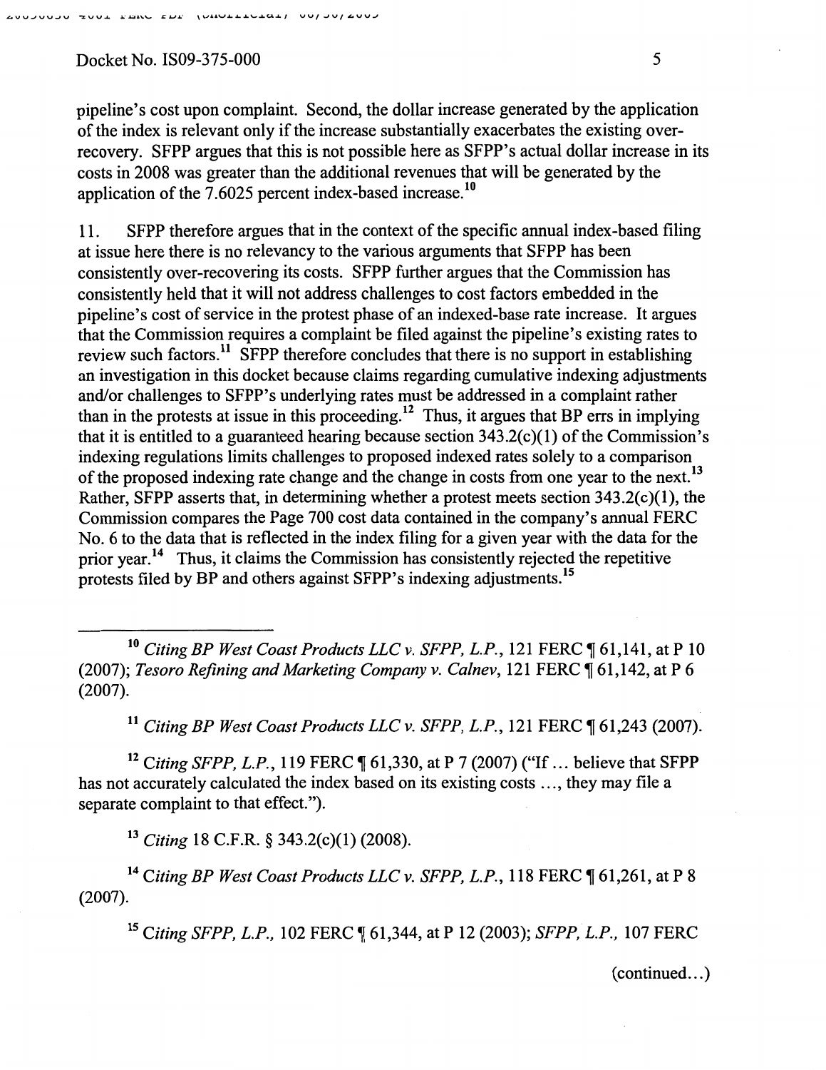pipeline's cost upon complaint. Second, the dollar increase generated by the application of the index is relevant only if the increase substantially exacerbates the existing over-recovery. SFPP argues that this is not possible here as SFPP's actual dollar increase in its costs in 2008 was greater than the additional revenues that will be generated by the application of the 7.6025 percent index-based increase.[10]

11. SFPP therefore argues that in the context of the specific annual index-based filing at issue here there is no relevancy to the various arguments that SFPP has been consistently over-recovering its costs. SFPP further argues that the Commission has consistently held that it will not address challenges to cost factors embedded in the pipeline's cost of service in the protest phase of an indexed-base rate increase. It argues that the Commission requires a complaint be filed against the pipeline's existing rates to review such factors.[11] SFPP therefore concludes that there is no support in establishing an investigation in this docket because claims regarding cumulative indexing adjustments and/or challenges to SFPP's underlying rates must be addressed in a complaint rather than in the protests at issue in this proceeding.[12] Thus, it argues that BP errs in implying that it is entitled to a guaranteed hearing because section 343.2(c)(1) of the Commission's indexing regulations limits challenges to proposed indexed rates solely to a comparison of the proposed indexing rate change and the change in costs from one year to the next.[13] Rather, SFPP asserts that, in determining whether a protest meets section 343.2(c)(1), the Commission compares the Page 700 cost data contained in the company's annual FERC No. 6 to the data that is reflected in the index filing for a given year with the data for the prior year.[14] Thus, it claims the Commission has consistently rejected the repetitive protests filed by BP and others against SFPP's indexing adjustments.[15]

---

[10] *Citing BP West Coast Products LLC v. SFPP, L.P.*, 121 FERC ¶ 61,141, at P 10 (2007); *Tesoro Refining and Marketing Company v. Calnev*, 121 FERC ¶ 61,142, at P 6 (2007).

[11] *Citing BP West Coast Products LLC v. SFPP, L.P.*, 121 FERC ¶ 61,243 (2007).

[12] *Citing SFPP, L.P.*, 119 FERC ¶ 61,330, at P 7 (2007) ("If … believe that SFPP has not accurately calculated the index based on its existing costs …, they may file a separate complaint to that effect.").

[13] *Citing* 18 C.F.R. § 343.2(c)(1) (2008).

[14] *Citing BP West Coast Products LLC v. SFPP, L.P.*, 118 FERC ¶ 61,261, at P 8 (2007).

[15] *Citing SFPP, L.P.*, 102 FERC ¶ 61,344, at P 12 (2003); *SFPP, L.P.*, 107 FERC

(continued…)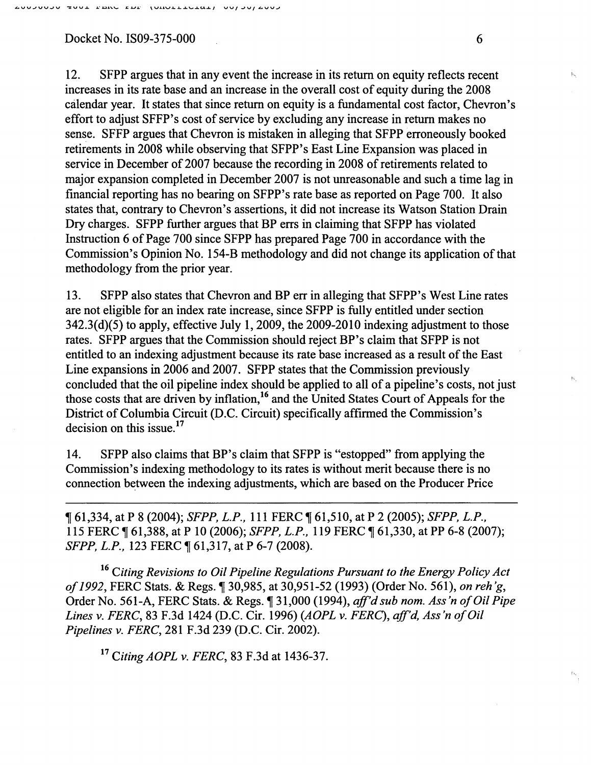12. SFPP argues that in any event the increase in its return on equity reflects recent increases in its rate base and an increase in the overall cost of equity during the 2008 calendar year. It states that since return on equity is a fundamental cost factor, Chevron's effort to adjust SFPP's cost of service by excluding any increase in return makes no sense. SFPP argues that Chevron is mistaken in alleging that SFPP erroneously booked retirements in 2008 while observing that SFPP's East Line Expansion was placed in service in December of 2007 because the recording in 2008 of retirements related to major expansion completed in December 2007 is not unreasonable and such a time lag in financial reporting has no bearing on SFPP's rate base as reported on Page 700. It also states that, contrary to Chevron's assertions, it did not increase its Watson Station Drain Dry charges. SFPP further argues that BP errs in claiming that SFPP has violated Instruction 6 of Page 700 since SFPP has prepared Page 700 in accordance with the Commission's Opinion No. 154-B methodology and did not change its application of that methodology from the prior year.

13. SFPP also states that Chevron and BP err in alleging that SFPP's West Line rates are not eligible for an index rate increase, since SFPP is fully entitled under section 342.3(d)(5) to apply, effective July 1, 2009, the 2009-2010 indexing adjustment to those rates. SFPP argues that the Commission should reject BP's claim that SFPP is not entitled to an indexing adjustment because its rate base increased as a result of the East Line expansions in 2006 and 2007. SFPP states that the Commission previously concluded that the oil pipeline index should be applied to all of a pipeline's costs, not just those costs that are driven by inflation,[16] and the United States Court of Appeals for the District of Columbia Circuit (D.C. Circuit) specifically affirmed the Commission's decision on this issue.[17]

14. SFPP also claims that BP's claim that SFPP is "estopped" from applying the Commission's indexing methodology to its rates is without merit because there is no connection between the indexing adjustments, which are based on the Producer Price

---

¶ 61,334, at P 8 (2004); *SFPP, L.P.,* 111 FERC ¶ 61,510, at P 2 (2005); *SFPP, L.P.,* 115 FERC ¶ 61,388, at P 10 (2006); *SFPP, L.P.,* 119 FERC ¶ 61,330, at PP 6-8 (2007); *SFPP, L.P.,* 123 FERC ¶ 61,317, at P 6-7 (2008).

[16] *Citing Revisions to Oil Pipeline Regulations Pursuant to the Energy Policy Act of 1992*, FERC Stats. & Regs. ¶ 30,985, at 30,951-52 (1993) (Order No. 561), *on reh'g*, Order No. 561-A, FERC Stats. & Regs. ¶ 31,000 (1994), *aff'd sub nom. Ass'n of Oil Pipe Lines v. FERC*, 83 F.3d 1424 (D.C. Cir. 1996) (*AOPL v. FERC*), *aff'd, Ass'n of Oil Pipelines v. FERC*, 281 F.3d 239 (D.C. Cir. 2002).

[17] *Citing AOPL v. FERC*, 83 F.3d at 1436-37.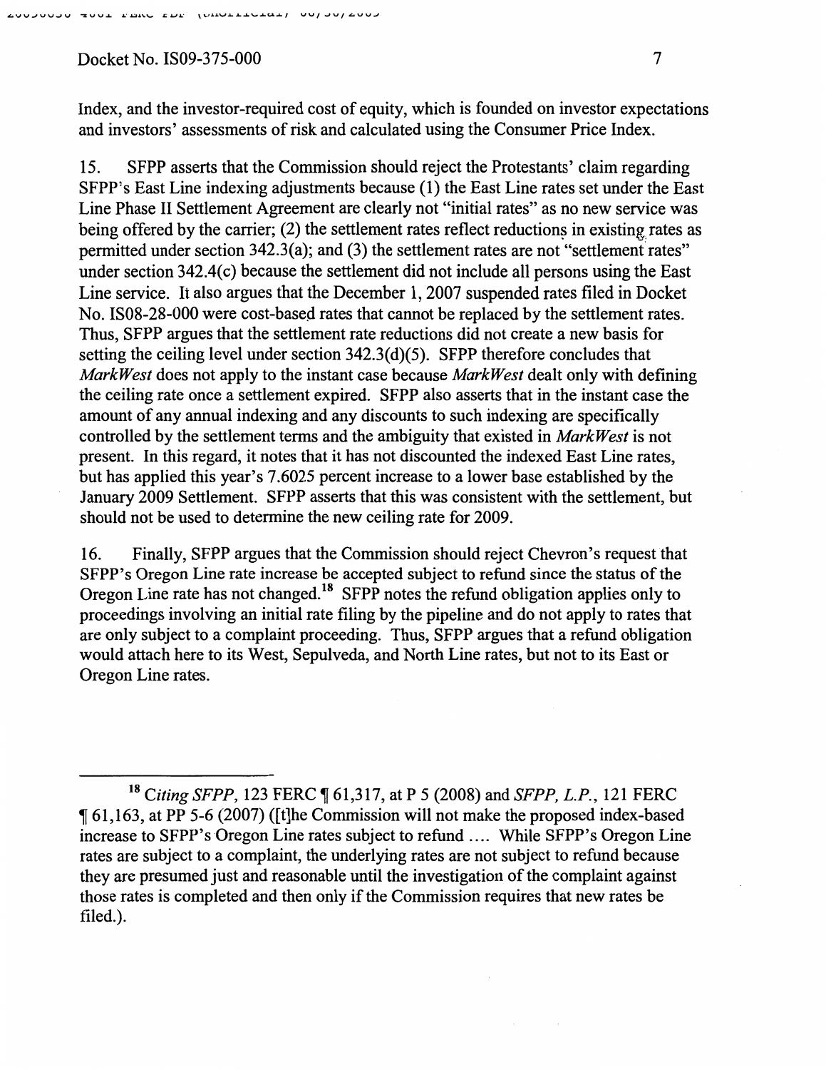Index, and the investor-required cost of equity, which is founded on investor expectations and investors' assessments of risk and calculated using the Consumer Price Index.

15. SFPP asserts that the Commission should reject the Protestants' claim regarding SFPP's East Line indexing adjustments because (1) the East Line rates set under the East Line Phase II Settlement Agreement are clearly not "initial rates" as no new service was being offered by the carrier; (2) the settlement rates reflect reductions in existing rates as permitted under section 342.3(a); and (3) the settlement rates are not "settlement rates" under section 342.4(c) because the settlement did not include all persons using the East Line service. It also argues that the December 1, 2007 suspended rates filed in Docket No. IS08-28-000 were cost-based rates that cannot be replaced by the settlement rates. Thus, SFPP argues that the settlement rate reductions did not create a new basis for setting the ceiling level under section 342.3(d)(5). SFPP therefore concludes that *MarkWest* does not apply to the instant case because *MarkWest* dealt only with defining the ceiling rate once a settlement expired. SFPP also asserts that in the instant case the amount of any annual indexing and any discounts to such indexing are specifically controlled by the settlement terms and the ambiguity that existed in *MarkWest* is not present. In this regard, it notes that it has not discounted the indexed East Line rates, but has applied this year's 7.6025 percent increase to a lower base established by the January 2009 Settlement. SFPP asserts that this was consistent with the settlement, but should not be used to determine the new ceiling rate for 2009.

16. Finally, SFPP argues that the Commission should reject Chevron's request that SFPP's Oregon Line rate increase be accepted subject to refund since the status of the Oregon Line rate has not changed.[18] SFPP notes the refund obligation applies only to proceedings involving an initial rate filing by the pipeline and do not apply to rates that are only subject to a complaint proceeding. Thus, SFPP argues that a refund obligation would attach here to its West, Sepulveda, and North Line rates, but not to its East or Oregon Line rates.

---

[18] *Citing SFPP*, 123 FERC ¶ 61,317, at P 5 (2008) and *SFPP, L.P.*, 121 FERC ¶ 61,163, at PP 5-6 (2007) ([t]he Commission will not make the proposed index-based increase to SFPP's Oregon Line rates subject to refund .... While SFPP's Oregon Line rates are subject to a complaint, the underlying rates are not subject to refund because they are presumed just and reasonable until the investigation of the complaint against those rates is completed and then only if the Commission requires that new rates be filed.).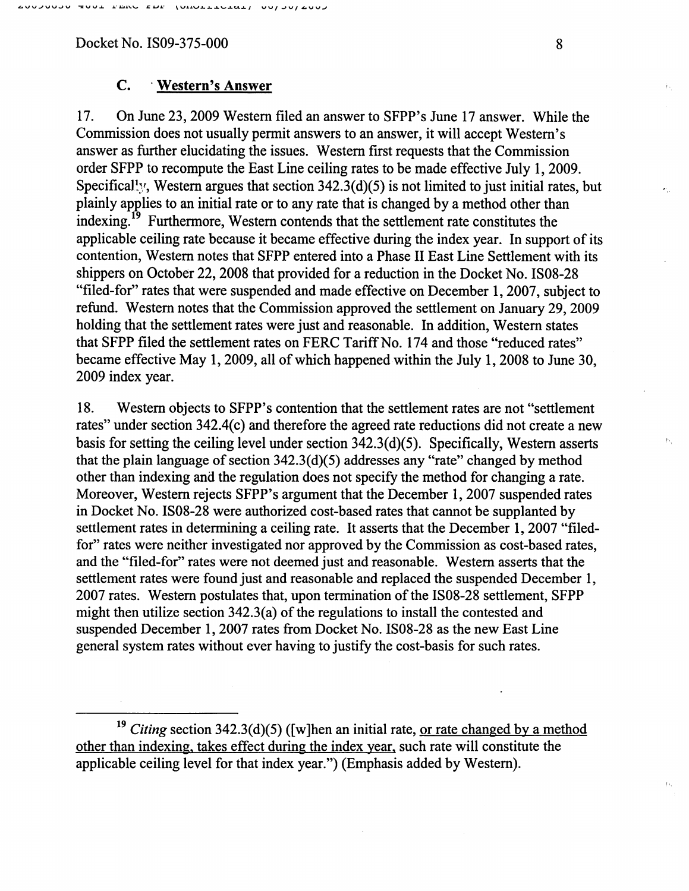### C. Western's Answer

17. On June 23, 2009 Western filed an answer to SFPP's June 17 answer. While the Commission does not usually permit answers to an answer, it will accept Western's answer as further elucidating the issues. Western first requests that the Commission order SFPP to recompute the East Line ceiling rates to be made effective July 1, 2009. Specifically, Western argues that section 342.3(d)(5) is not limited to just initial rates, but plainly applies to an initial rate or to any rate that is changed by a method other than indexing.[19] Furthermore, Western contends that the settlement rate constitutes the applicable ceiling rate because it became effective during the index year. In support of its contention, Western notes that SFPP entered into a Phase II East Line Settlement with its shippers on October 22, 2008 that provided for a reduction in the Docket No. IS08-28 "filed-for" rates that were suspended and made effective on December 1, 2007, subject to refund. Western notes that the Commission approved the settlement on January 29, 2009 holding that the settlement rates were just and reasonable. In addition, Western states that SFPP filed the settlement rates on FERC Tariff No. 174 and those "reduced rates" became effective May 1, 2009, all of which happened within the July 1, 2008 to June 30, 2009 index year.

18. Western objects to SFPP's contention that the settlement rates are not "settlement rates" under section 342.4(c) and therefore the agreed rate reductions did not create a new basis for setting the ceiling level under section 342.3(d)(5). Specifically, Western asserts that the plain language of section 342.3(d)(5) addresses any "rate" changed by method other than indexing and the regulation does not specify the method for changing a rate. Moreover, Western rejects SFPP's argument that the December 1, 2007 suspended rates in Docket No. IS08-28 were authorized cost-based rates that cannot be supplanted by settlement rates in determining a ceiling rate. It asserts that the December 1, 2007 "filed-for" rates were neither investigated nor approved by the Commission as cost-based rates, and the "filed-for" rates were not deemed just and reasonable. Western asserts that the settlement rates were found just and reasonable and replaced the suspended December 1, 2007 rates. Western postulates that, upon termination of the IS08-28 settlement, SFPP might then utilize section 342.3(a) of the regulations to install the contested and suspended December 1, 2007 rates from Docket No. IS08-28 as the new East Line general system rates without ever having to justify the cost-basis for such rates.

---

[19] *Citing* section 342.3(d)(5) ([w]hen an initial rate, or rate changed by a method other than indexing, takes effect during the index year, such rate will constitute the applicable ceiling level for that index year.") (Emphasis added by Western).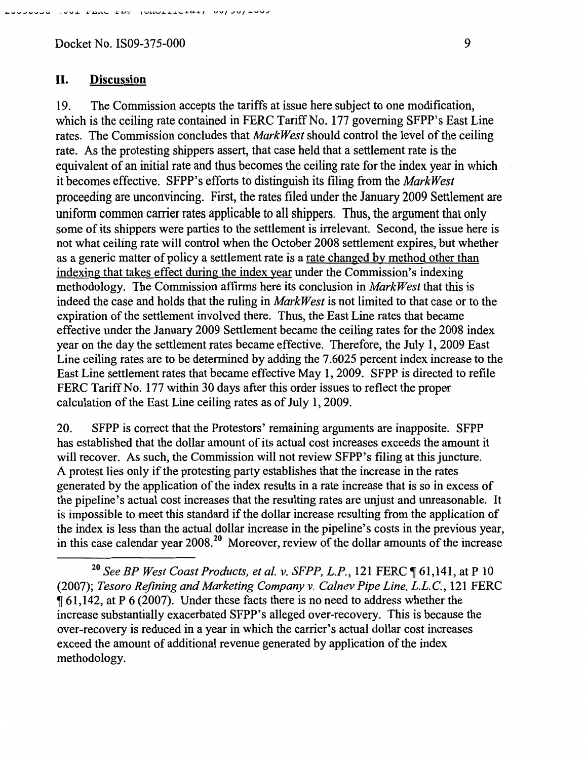## II. Discussion

19. The Commission accepts the tariffs at issue here subject to one modification, which is the ceiling rate contained in FERC Tariff No. 177 governing SFPP's East Line rates. The Commission concludes that *MarkWest* should control the level of the ceiling rate. As the protesting shippers assert, that case held that a settlement rate is the equivalent of an initial rate and thus becomes the ceiling rate for the index year in which it becomes effective. SFPP's efforts to distinguish its filing from the *MarkWest* proceeding are unconvincing. First, the rates filed under the January 2009 Settlement are uniform common carrier rates applicable to all shippers. Thus, the argument that only some of its shippers were parties to the settlement is irrelevant. Second, the issue here is not what ceiling rate will control when the October 2008 settlement expires, but whether as a generic matter of policy a settlement rate is a <u>rate changed by method other than indexing that takes effect during the index year</u> under the Commission's indexing methodology. The Commission affirms here its conclusion in *MarkWest* that this is indeed the case and holds that the ruling in *MarkWest* is not limited to that case or to the expiration of the settlement involved there. Thus, the East Line rates that became effective under the January 2009 Settlement became the ceiling rates for the 2008 index year on the day the settlement rates became effective. Therefore, the July 1, 2009 East Line ceiling rates are to be determined by adding the 7.6025 percent index increase to the East Line settlement rates that became effective May 1, 2009. SFPP is directed to refile FERC Tariff No. 177 within 30 days after this order issues to reflect the proper calculation of the East Line ceiling rates as of July 1, 2009.

20. SFPP is correct that the Protestors' remaining arguments are inapposite. SFPP has established that the dollar amount of its actual cost increases exceeds the amount it will recover. As such, the Commission will not review SFPP's filing at this juncture. A protest lies only if the protesting party establishes that the increase in the rates generated by the application of the index results in a rate increase that is so in excess of the pipeline's actual cost increases that the resulting rates are unjust and unreasonable. It is impossible to meet this standard if the dollar increase resulting from the application of the index is less than the actual dollar increase in the pipeline's costs in the previous year, in this case calendar year 2008.[20] Moreover, review of the dollar amounts of the increase

---

[20] *See BP West Coast Products, et al. v. SFPP, L.P.*, 121 FERC ¶ 61,141, at P 10 (2007); *Tesoro Refining and Marketing Company v. Calnev Pipe Line, L.L.C.*, 121 FERC ¶ 61,142, at P 6 (2007). Under these facts there is no need to address whether the increase substantially exacerbated SFPP's alleged over-recovery. This is because the over-recovery is reduced in a year in which the carrier's actual dollar cost increases exceed the amount of additional revenue generated by application of the index methodology.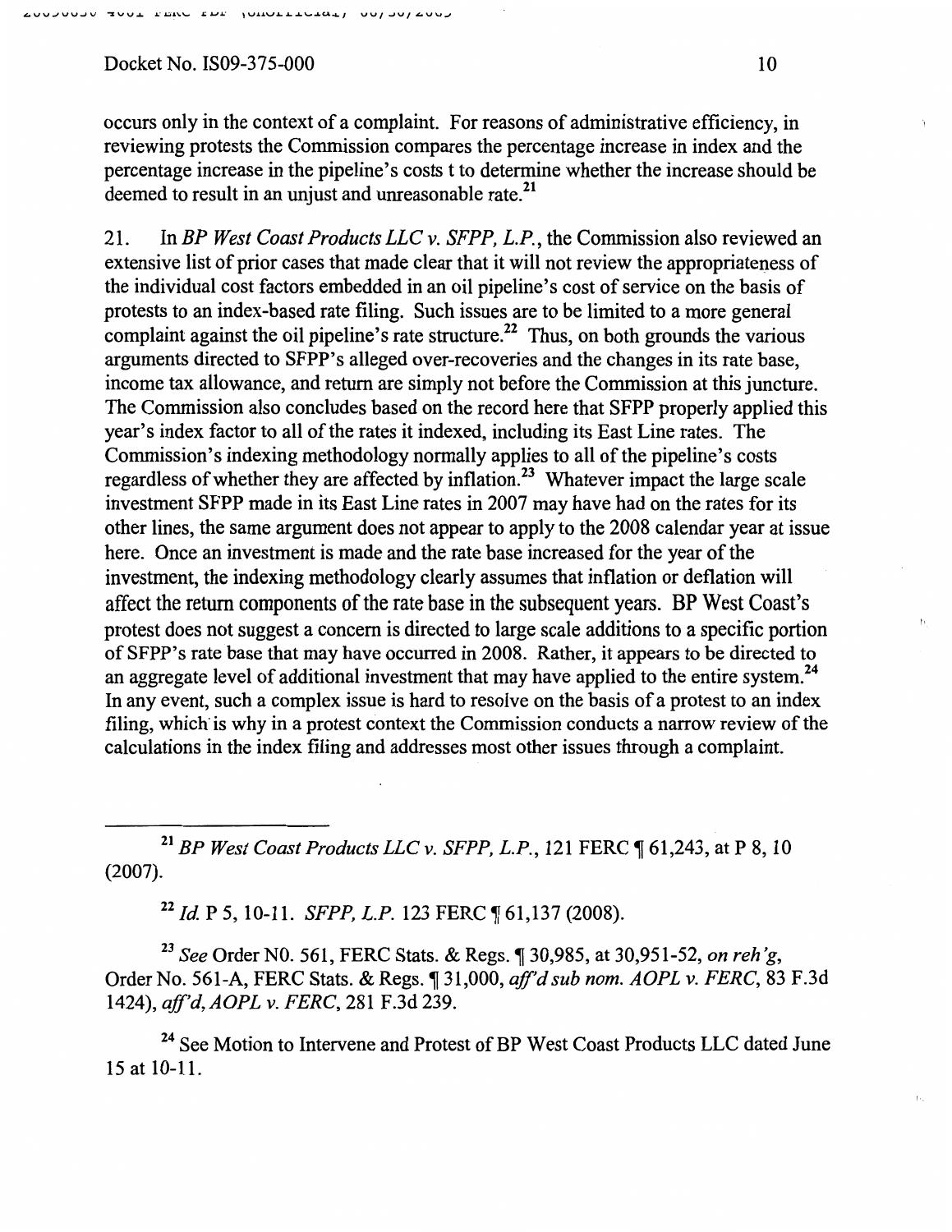occurs only in the context of a complaint. For reasons of administrative efficiency, in reviewing protests the Commission compares the percentage increase in index and the percentage increase in the pipeline's costs t to determine whether the increase should be deemed to result in an unjust and unreasonable rate.[21]

21. In *BP West Coast Products LLC v. SFPP, L.P.*, the Commission also reviewed an extensive list of prior cases that made clear that it will not review the appropriateness of the individual cost factors embedded in an oil pipeline's cost of service on the basis of protests to an index-based rate filing. Such issues are to be limited to a more general complaint against the oil pipeline's rate structure.[22] Thus, on both grounds the various arguments directed to SFPP's alleged over-recoveries and the changes in its rate base, income tax allowance, and return are simply not before the Commission at this juncture. The Commission also concludes based on the record here that SFPP properly applied this year's index factor to all of the rates it indexed, including its East Line rates. The Commission's indexing methodology normally applies to all of the pipeline's costs regardless of whether they are affected by inflation.[23] Whatever impact the large scale investment SFPP made in its East Line rates in 2007 may have had on the rates for its other lines, the same argument does not appear to apply to the 2008 calendar year at issue here. Once an investment is made and the rate base increased for the year of the investment, the indexing methodology clearly assumes that inflation or deflation will affect the return components of the rate base in the subsequent years. BP West Coast's protest does not suggest a concern is directed to large scale additions to a specific portion of SFPP's rate base that may have occurred in 2008. Rather, it appears to be directed to an aggregate level of additional investment that may have applied to the entire system.[24] In any event, such a complex issue is hard to resolve on the basis of a protest to an index filing, which is why in a protest context the Commission conducts a narrow review of the calculations in the index filing and addresses most other issues through a complaint.

---

[21] *BP West Coast Products LLC v. SFPP, L.P.*, 121 FERC ¶ 61,243, at P 8, 10 (2007).

[22] *Id.* P 5, 10-11. *SFPP, L.P.* 123 FERC ¶ 61,137 (2008).

[23] *See* Order NO. 561, FERC Stats. & Regs. ¶ 30,985, at 30,951-52, *on reh'g*, Order No. 561-A, FERC Stats. & Regs. ¶ 31,000, *aff'd sub nom. AOPL v. FERC*, 83 F.3d 1424), *aff'd*, *AOPL v. FERC*, 281 F.3d 239.

[24] See Motion to Intervene and Protest of BP West Coast Products LLC dated June 15 at 10-11.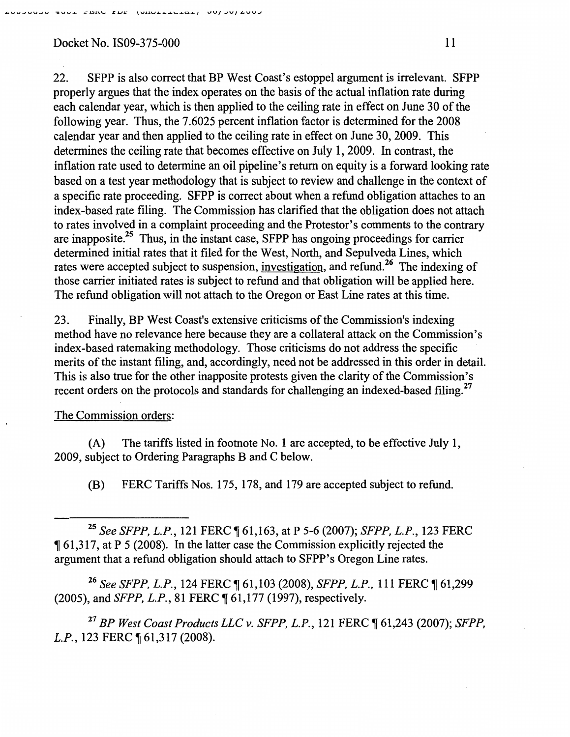22. SFPP is also correct that BP West Coast's estoppel argument is irrelevant. SFPP properly argues that the index operates on the basis of the actual inflation rate during each calendar year, which is then applied to the ceiling rate in effect on June 30 of the following year. Thus, the 7.6025 percent inflation factor is determined for the 2008 calendar year and then applied to the ceiling rate in effect on June 30, 2009. This determines the ceiling rate that becomes effective on July 1, 2009. In contrast, the inflation rate used to determine an oil pipeline's return on equity is a forward looking rate based on a test year methodology that is subject to review and challenge in the context of a specific rate proceeding. SFPP is correct about when a refund obligation attaches to an index-based rate filing. The Commission has clarified that the obligation does not attach to rates involved in a complaint proceeding and the Protestor's comments to the contrary are inapposite.[25] Thus, in the instant case, SFPP has ongoing proceedings for carrier determined initial rates that it filed for the West, North, and Sepulveda Lines, which rates were accepted subject to suspension, investigation, and refund.[26] The indexing of those carrier initiated rates is subject to refund and that obligation will be applied here. The refund obligation will not attach to the Oregon or East Line rates at this time.

23. Finally, BP West Coast's extensive criticisms of the Commission's indexing method have no relevance here because they are a collateral attack on the Commission's index-based ratemaking methodology. Those criticisms do not address the specific merits of the instant filing, and, accordingly, need not be addressed in this order in detail. This is also true for the other inapposite protests given the clarity of the Commission's recent orders on the protocols and standards for challenging an indexed-based filing.[27]

The Commission orders:

(A) The tariffs listed in footnote No. 1 are accepted, to be effective July 1, 2009, subject to Ordering Paragraphs B and C below.

(B) FERC Tariffs Nos. 175, 178, and 179 are accepted subject to refund.

---

[25] *See SFPP, L.P.*, 121 FERC ¶ 61,163, at P 5-6 (2007); *SFPP, L.P.*, 123 FERC ¶ 61,317, at P 5 (2008). In the latter case the Commission explicitly rejected the argument that a refund obligation should attach to SFPP's Oregon Line rates.

[26] *See SFPP, L.P.*, 124 FERC ¶ 61,103 (2008), *SFPP, L.P.*, 111 FERC ¶ 61,299 (2005), and *SFPP, L.P.*, 81 FERC ¶ 61,177 (1997), respectively.

[27] *BP West Coast Products LLC v. SFPP, L.P.*, 121 FERC ¶ 61,243 (2007); *SFPP, L.P.*, 123 FERC ¶ 61,317 (2008).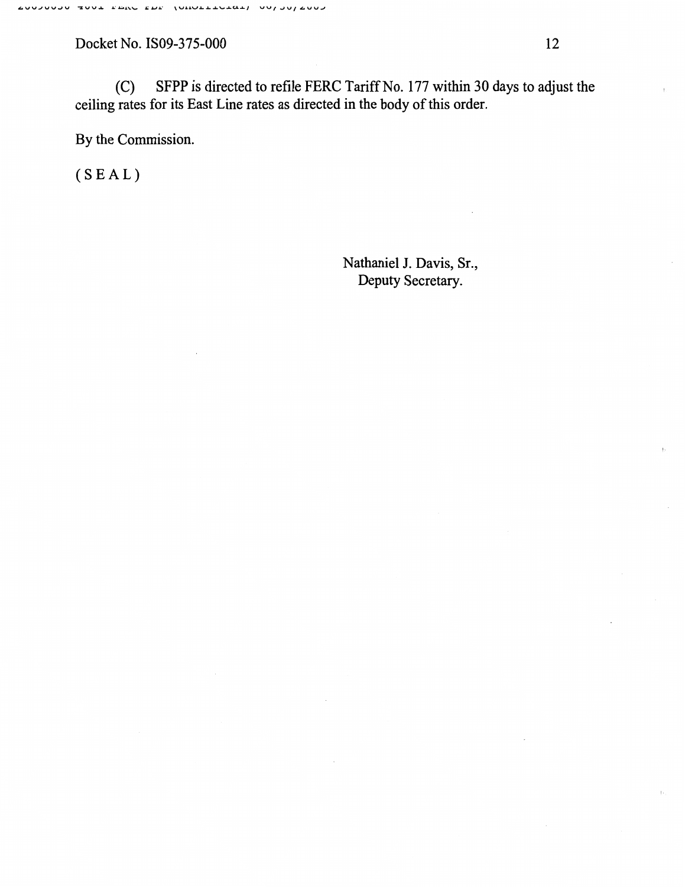(C) SFPP is directed to refile FERC Tariff No. 177 within 30 days to adjust the ceiling rates for its East Line rates as directed in the body of this order.

By the Commission.

( S E A L )

Nathaniel J. Davis, Sr.,
Deputy Secretary.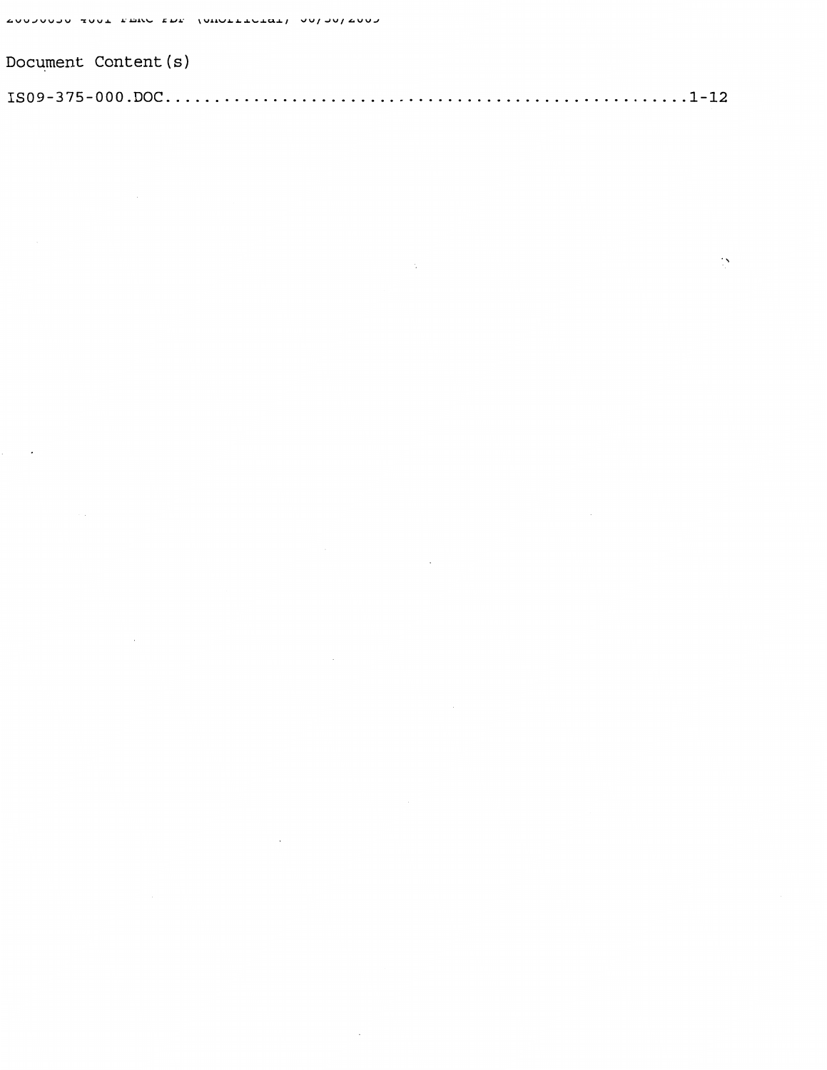Document Content(s)

IS09-375-000.DOC.....................................................1-12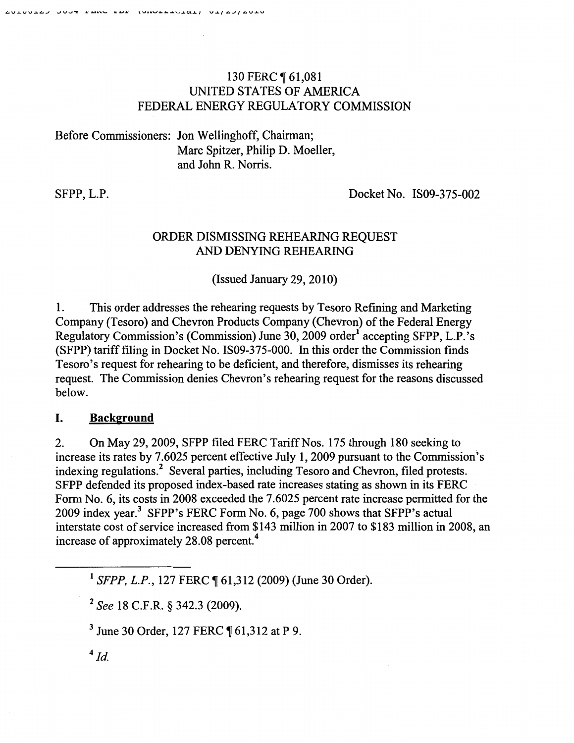130 FERC ¶ 61,081
UNITED STATES OF AMERICA
FEDERAL ENERGY REGULATORY COMMISSION

Before Commissioners: Jon Wellinghoff, Chairman;
Marc Spitzer, Philip D. Moeller,
and John R. Norris.

SFPP, L.P. Docket No. IS09-375-002

ORDER DISMISSING REHEARING REQUEST
AND DENYING REHEARING

(Issued January 29, 2010)

1. This order addresses the rehearing requests by Tesoro Refining and Marketing Company (Tesoro) and Chevron Products Company (Chevron) of the Federal Energy Regulatory Commission's (Commission) June 30, 2009 order[1] accepting SFPP, L.P.'s (SFPP) tariff filing in Docket No. IS09-375-000. In this order the Commission finds Tesoro's request for rehearing to be deficient, and therefore, dismisses its rehearing request. The Commission denies Chevron's rehearing request for the reasons discussed below.

## I. Background

2. On May 29, 2009, SFPP filed FERC Tariff Nos. 175 through 180 seeking to increase its rates by 7.6025 percent effective July 1, 2009 pursuant to the Commission's indexing regulations.[2] Several parties, including Tesoro and Chevron, filed protests. SFPP defended its proposed index-based rate increases stating as shown in its FERC Form No. 6, its costs in 2008 exceeded the 7.6025 percent rate increase permitted for the 2009 index year.[3] SFPP's FERC Form No. 6, page 700 shows that SFPP's actual interstate cost of service increased from $143 million in 2007 to $183 million in 2008, an increase of approximately 28.08 percent.[4]

---

[1] *SFPP, L.P.*, 127 FERC ¶ 61,312 (2009) (June 30 Order).

[2] *See* 18 C.F.R. § 342.3 (2009).

[3] June 30 Order, 127 FERC ¶ 61,312 at P 9.

[4] *Id.*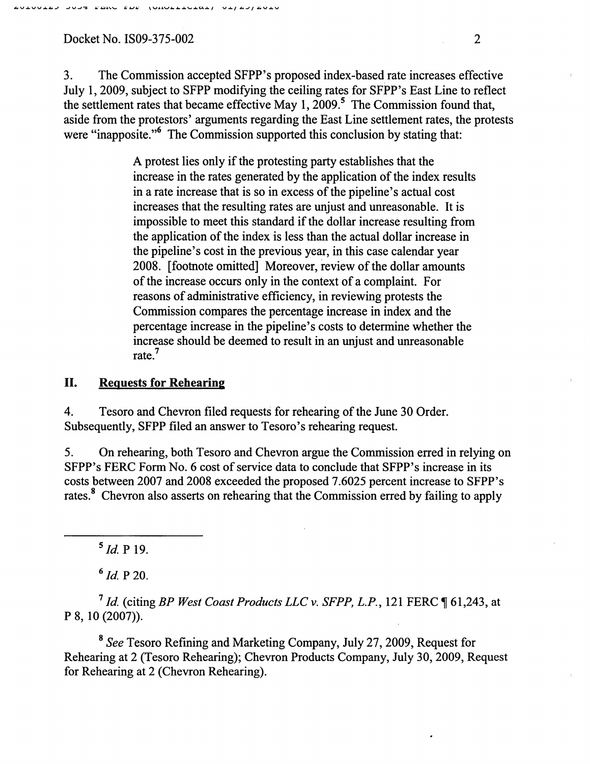3. The Commission accepted SFPP's proposed index-based rate increases effective July 1, 2009, subject to SFPP modifying the ceiling rates for SFPP's East Line to reflect the settlement rates that became effective May 1, 2009.[5] The Commission found that, aside from the protestors' arguments regarding the East Line settlement rates, the protests were "inapposite."[6] The Commission supported this conclusion by stating that:

> A protest lies only if the protesting party establishes that the increase in the rates generated by the application of the index results in a rate increase that is so in excess of the pipeline's actual cost increases that the resulting rates are unjust and unreasonable. It is impossible to meet this standard if the dollar increase resulting from the application of the index is less than the actual dollar increase in the pipeline's cost in the previous year, in this case calendar year 2008. [footnote omitted] Moreover, review of the dollar amounts of the increase occurs only in the context of a complaint. For reasons of administrative efficiency, in reviewing protests the Commission compares the percentage increase in index and the percentage increase in the pipeline's costs to determine whether the increase should be deemed to result in an unjust and unreasonable rate.[7]

## II. Requests for Rehearing

4. Tesoro and Chevron filed requests for rehearing of the June 30 Order. Subsequently, SFPP filed an answer to Tesoro's rehearing request.

5. On rehearing, both Tesoro and Chevron argue the Commission erred in relying on SFPP's FERC Form No. 6 cost of service data to conclude that SFPP's increase in its costs between 2007 and 2008 exceeded the proposed 7.6025 percent increase to SFPP's rates.[8] Chevron also asserts on rehearing that the Commission erred by failing to apply

---

[5] *Id.* P 19.

[6] *Id.* P 20.

[7] *Id.* (citing *BP West Coast Products LLC v. SFPP, L.P.*, 121 FERC ¶ 61,243, at P 8, 10 (2007)).

[8] *See* Tesoro Refining and Marketing Company, July 27, 2009, Request for Rehearing at 2 (Tesoro Rehearing); Chevron Products Company, July 30, 2009, Request for Rehearing at 2 (Chevron Rehearing).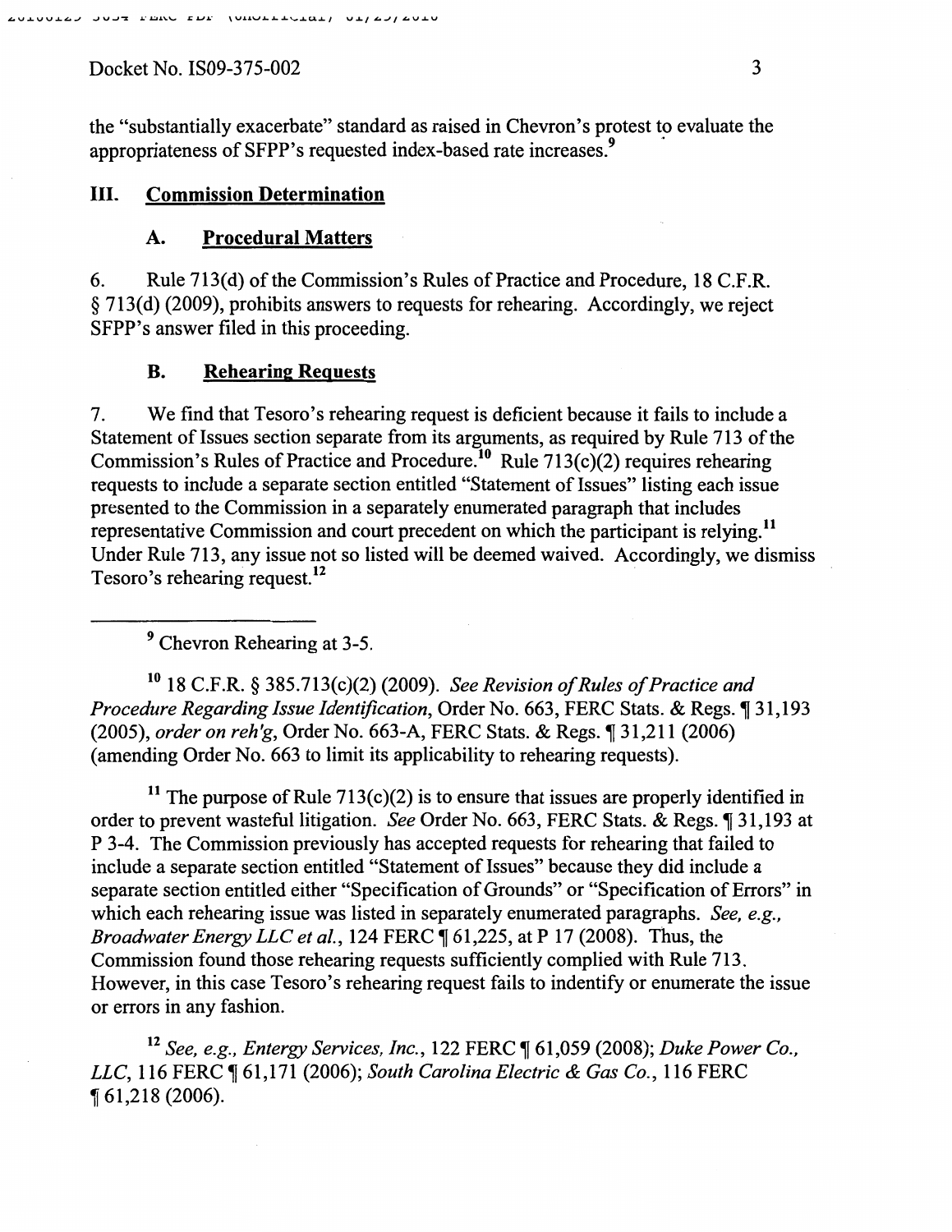the "substantially exacerbate" standard as raised in Chevron's protest to evaluate the appropriateness of SFPP's requested index-based rate increases.[9]

## III. Commission Determination

### A. Procedural Matters

6. Rule 713(d) of the Commission's Rules of Practice and Procedure, 18 C.F.R. § 713(d) (2009), prohibits answers to requests for rehearing. Accordingly, we reject SFPP's answer filed in this proceeding.

### B. Rehearing Requests

7. We find that Tesoro's rehearing request is deficient because it fails to include a Statement of Issues section separate from its arguments, as required by Rule 713 of the Commission's Rules of Practice and Procedure.[10] Rule 713(c)(2) requires rehearing requests to include a separate section entitled "Statement of Issues" listing each issue presented to the Commission in a separately enumerated paragraph that includes representative Commission and court precedent on which the participant is relying.[11] Under Rule 713, any issue not so listed will be deemed waived. Accordingly, we dismiss Tesoro's rehearing request.[12]

---

[9] Chevron Rehearing at 3-5.

[10] 18 C.F.R. § 385.713(c)(2) (2009). *See Revision of Rules of Practice and Procedure Regarding Issue Identification*, Order No. 663, FERC Stats. & Regs. ¶ 31,193 (2005), *order on reh'g*, Order No. 663-A, FERC Stats. & Regs. ¶ 31,211 (2006) (amending Order No. 663 to limit its applicability to rehearing requests).

[11] The purpose of Rule 713(c)(2) is to ensure that issues are properly identified in order to prevent wasteful litigation. *See* Order No. 663, FERC Stats. & Regs. ¶ 31,193 at P 3-4. The Commission previously has accepted requests for rehearing that failed to include a separate section entitled "Statement of Issues" because they did include a separate section entitled either "Specification of Grounds" or "Specification of Errors" in which each rehearing issue was listed in separately enumerated paragraphs. *See, e.g., Broadwater Energy LLC et al.*, 124 FERC ¶ 61,225, at P 17 (2008). Thus, the Commission found those rehearing requests sufficiently complied with Rule 713. However, in this case Tesoro's rehearing request fails to indentify or enumerate the issue or errors in any fashion.

[12] *See, e.g., Entergy Services, Inc.*, 122 FERC ¶ 61,059 (2008); *Duke Power Co., LLC*, 116 FERC ¶ 61,171 (2006); *South Carolina Electric & Gas Co.*, 116 FERC ¶ 61,218 (2006).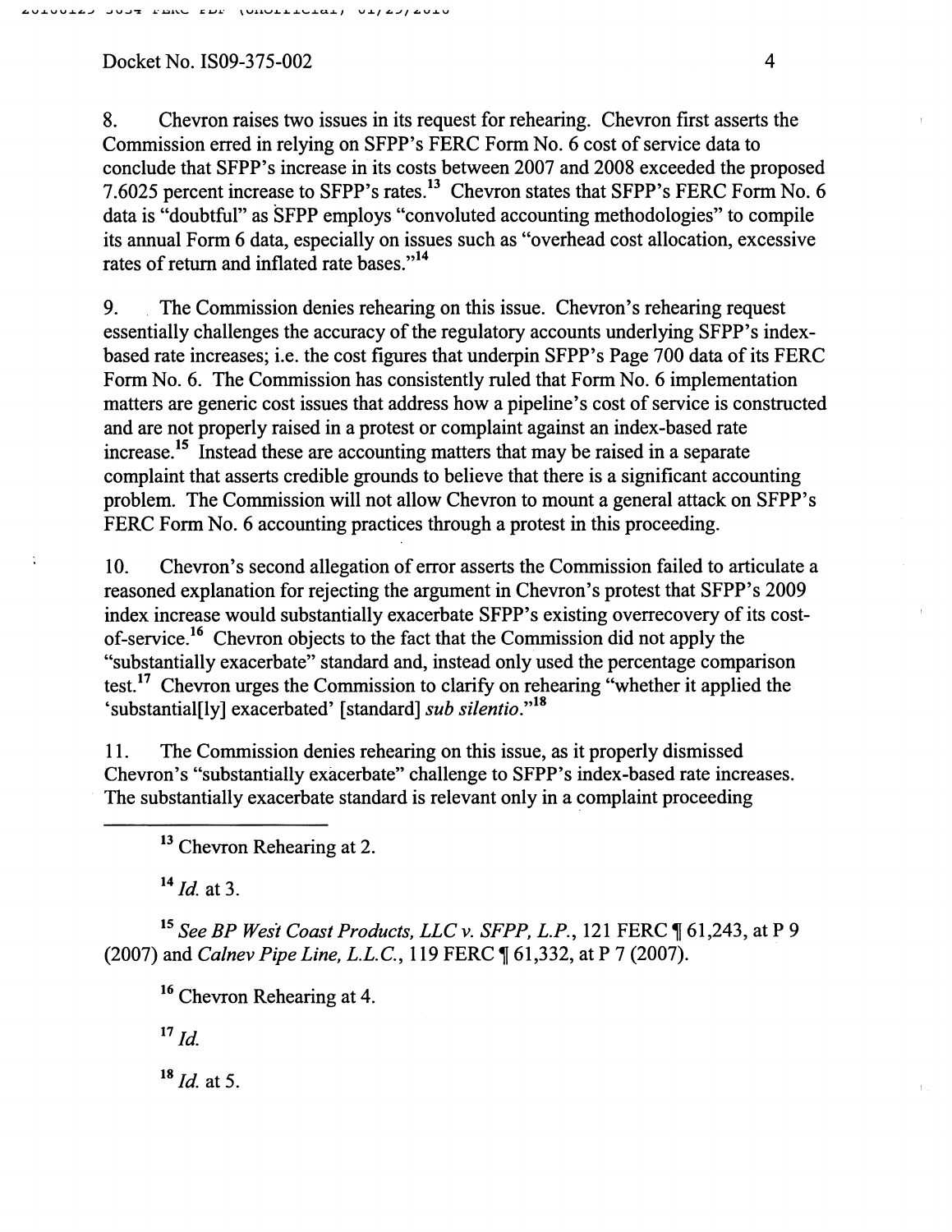8. Chevron raises two issues in its request for rehearing. Chevron first asserts the Commission erred in relying on SFPP's FERC Form No. 6 cost of service data to conclude that SFPP's increase in its costs between 2007 and 2008 exceeded the proposed 7.6025 percent increase to SFPP's rates.[13] Chevron states that SFPP's FERC Form No. 6 data is "doubtful" as SFPP employs "convoluted accounting methodologies" to compile its annual Form 6 data, especially on issues such as "overhead cost allocation, excessive rates of return and inflated rate bases."[14]

9. The Commission denies rehearing on this issue. Chevron's rehearing request essentially challenges the accuracy of the regulatory accounts underlying SFPP's index-based rate increases; i.e. the cost figures that underpin SFPP's Page 700 data of its FERC Form No. 6. The Commission has consistently ruled that Form No. 6 implementation matters are generic cost issues that address how a pipeline's cost of service is constructed and are not properly raised in a protest or complaint against an index-based rate increase.[15] Instead these are accounting matters that may be raised in a separate complaint that asserts credible grounds to believe that there is a significant accounting problem. The Commission will not allow Chevron to mount a general attack on SFPP's FERC Form No. 6 accounting practices through a protest in this proceeding.

10. Chevron's second allegation of error asserts the Commission failed to articulate a reasoned explanation for rejecting the argument in Chevron's protest that SFPP's 2009 index increase would substantially exacerbate SFPP's existing overrecovery of its cost-of-service.[16] Chevron objects to the fact that the Commission did not apply the "substantially exacerbate" standard and, instead only used the percentage comparison test.[17] Chevron urges the Commission to clarify on rehearing "whether it applied the 'substantial[ly] exacerbated' [standard] *sub silentio*."[18]

11. The Commission denies rehearing on this issue, as it properly dismissed Chevron's "substantially exacerbate" challenge to SFPP's index-based rate increases. The substantially exacerbate standard is relevant only in a complaint proceeding

---

[13] Chevron Rehearing at 2.

[14] *Id.* at 3.

[15] *See BP West Coast Products, LLC v. SFPP, L.P.*, 121 FERC ¶ 61,243, at P 9 (2007) and *Calnev Pipe Line, L.L.C.*, 119 FERC ¶ 61,332, at P 7 (2007).

[16] Chevron Rehearing at 4.

[17] *Id.*

[18] *Id.* at 5.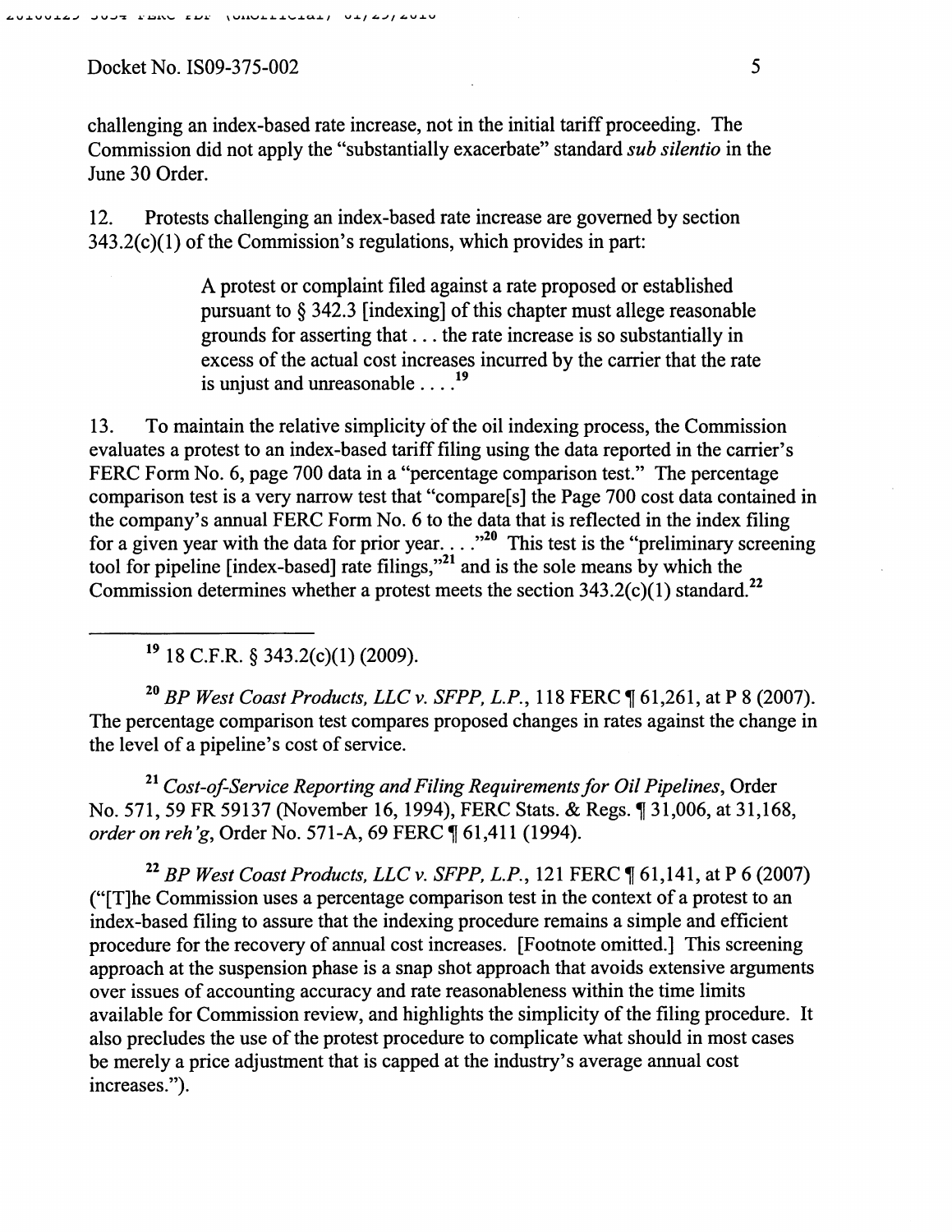challenging an index-based rate increase, not in the initial tariff proceeding. The Commission did not apply the "substantially exacerbate" standard *sub silentio* in the June 30 Order.

12. Protests challenging an index-based rate increase are governed by section 343.2(c)(1) of the Commission's regulations, which provides in part:

> A protest or complaint filed against a rate proposed or established pursuant to § 342.3 [indexing] of this chapter must allege reasonable grounds for asserting that . . . the rate increase is so substantially in excess of the actual cost increases incurred by the carrier that the rate is unjust and unreasonable . . . .[19]

13. To maintain the relative simplicity of the oil indexing process, the Commission evaluates a protest to an index-based tariff filing using the data reported in the carrier's FERC Form No. 6, page 700 data in a "percentage comparison test." The percentage comparison test is a very narrow test that "compare[s] the Page 700 cost data contained in the company's annual FERC Form No. 6 to the data that is reflected in the index filing for a given year with the data for prior year. . . ."[20] This test is the "preliminary screening tool for pipeline [index-based] rate filings,"[21] and is the sole means by which the Commission determines whether a protest meets the section 343.2(c)(1) standard.[22]

---

[19] 18 C.F.R. § 343.2(c)(1) (2009).

[20] *BP West Coast Products, LLC v. SFPP, L.P.*, 118 FERC ¶ 61,261, at P 8 (2007). The percentage comparison test compares proposed changes in rates against the change in the level of a pipeline's cost of service.

[21] *Cost-of-Service Reporting and Filing Requirements for Oil Pipelines*, Order No. 571, 59 FR 59137 (November 16, 1994), FERC Stats. & Regs. ¶ 31,006, at 31,168, *order on reh'g*, Order No. 571-A, 69 FERC ¶ 61,411 (1994).

[22] *BP West Coast Products, LLC v. SFPP, L.P.*, 121 FERC ¶ 61,141, at P 6 (2007) ("[T]he Commission uses a percentage comparison test in the context of a protest to an index-based filing to assure that the indexing procedure remains a simple and efficient procedure for the recovery of annual cost increases. [Footnote omitted.] This screening approach at the suspension phase is a snap shot approach that avoids extensive arguments over issues of accounting accuracy and rate reasonableness within the time limits available for Commission review, and highlights the simplicity of the filing procedure. It also precludes the use of the protest procedure to complicate what should in most cases be merely a price adjustment that is capped at the industry's average annual cost increases.").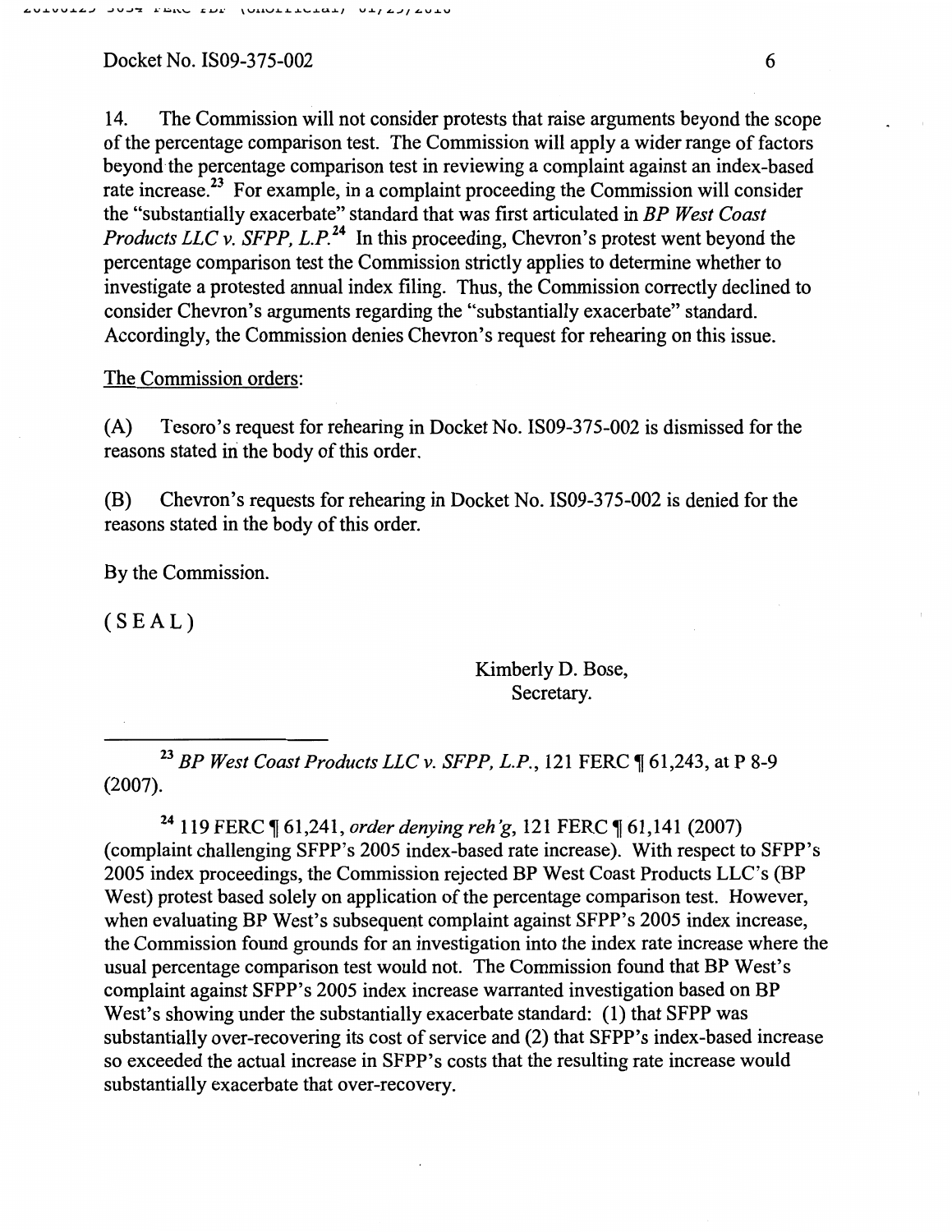14. The Commission will not consider protests that raise arguments beyond the scope of the percentage comparison test. The Commission will apply a wider range of factors beyond the percentage comparison test in reviewing a complaint against an index-based rate increase.[23] For example, in a complaint proceeding the Commission will consider the "substantially exacerbate" standard that was first articulated in *BP West Coast Products LLC v. SFPP, L.P.*[24] In this proceeding, Chevron's protest went beyond the percentage comparison test the Commission strictly applies to determine whether to investigate a protested annual index filing. Thus, the Commission correctly declined to consider Chevron's arguments regarding the "substantially exacerbate" standard. Accordingly, the Commission denies Chevron's request for rehearing on this issue.

The Commission orders:

(A) Tesoro's request for rehearing in Docket No. IS09-375-002 is dismissed for the reasons stated in the body of this order.

(B) Chevron's requests for rehearing in Docket No. IS09-375-002 is denied for the reasons stated in the body of this order.

By the Commission.

( S E A L )

Kimberly D. Bose,
Secretary.

---

[23] *BP West Coast Products LLC v. SFPP, L.P.*, 121 FERC ¶ 61,243, at P 8-9 (2007).

[24] 119 FERC ¶ 61,241, *order denying reh'g*, 121 FERC ¶ 61,141 (2007) (complaint challenging SFPP's 2005 index-based rate increase). With respect to SFPP's 2005 index proceedings, the Commission rejected BP West Coast Products LLC's (BP West) protest based solely on application of the percentage comparison test. However, when evaluating BP West's subsequent complaint against SFPP's 2005 index increase, the Commission found grounds for an investigation into the index rate increase where the usual percentage comparison test would not. The Commission found that BP West's complaint against SFPP's 2005 index increase warranted investigation based on BP West's showing under the substantially exacerbate standard: (1) that SFPP was substantially over-recovering its cost of service and (2) that SFPP's index-based increase so exceeded the actual increase in SFPP's costs that the resulting rate increase would substantially exacerbate that over-recovery.